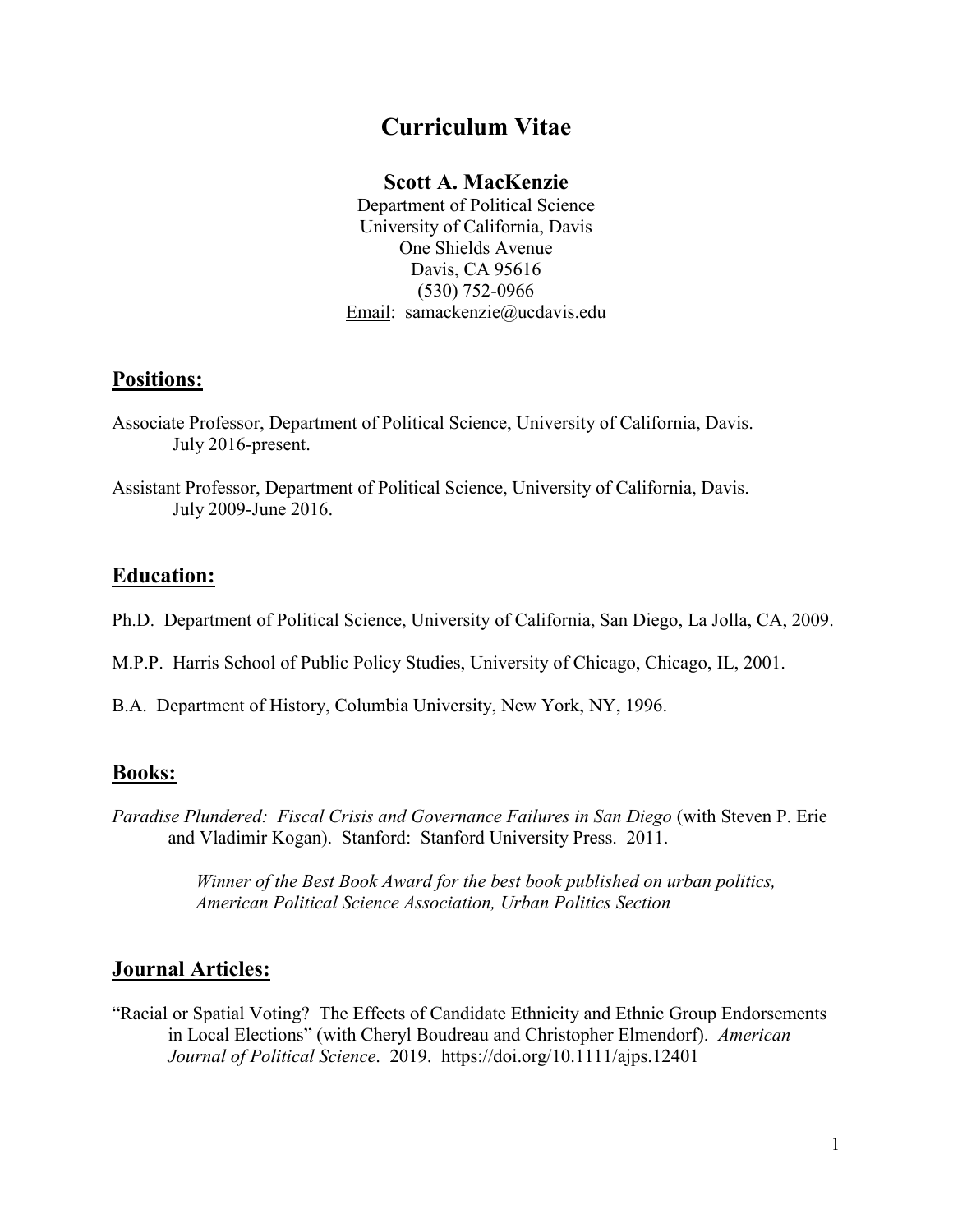# Curriculum Vitae

**Scott A. MacKenzie**
Department of Political Science
University of California, Davis
One Shields Avenue
Davis, CA 95616
(530) 752-0966
Email: samackenzie@ucdavis.edu

## Positions:

Associate Professor, Department of Political Science, University of California, Davis.
July 2016-present.

Assistant Professor, Department of Political Science, University of California, Davis.
July 2009-June 2016.

## Education:

Ph.D. Department of Political Science, University of California, San Diego, La Jolla, CA, 2009.

M.P.P. Harris School of Public Policy Studies, University of Chicago, Chicago, IL, 2001.

B.A. Department of History, Columbia University, New York, NY, 1996.

## Books:

*Paradise Plundered: Fiscal Crisis and Governance Failures in San Diego* (with Steven P. Erie and Vladimir Kogan). Stanford: Stanford University Press. 2011.

*Winner of the Best Book Award for the best book published on urban politics, American Political Science Association, Urban Politics Section*

## Journal Articles:

"Racial or Spatial Voting? The Effects of Candidate Ethnicity and Ethnic Group Endorsements in Local Elections" (with Cheryl Boudreau and Christopher Elmendorf). *American Journal of Political Science*. 2019. https://doi.org/10.1111/ajps.12401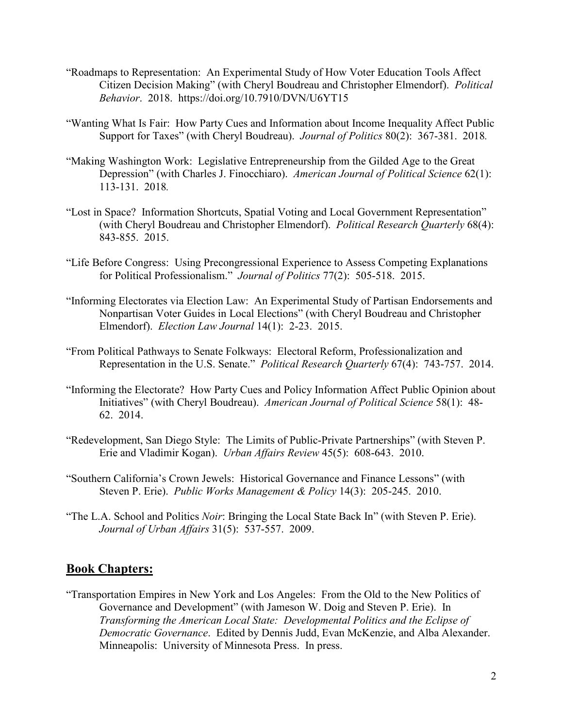"Roadmaps to Representation: An Experimental Study of How Voter Education Tools Affect Citizen Decision Making" (with Cheryl Boudreau and Christopher Elmendorf). *Political Behavior*. 2018. https://doi.org/10.7910/DVN/U6YT15

"Wanting What Is Fair: How Party Cues and Information about Income Inequality Affect Public Support for Taxes" (with Cheryl Boudreau). *Journal of Politics* 80(2): 367-381. 2018.

"Making Washington Work: Legislative Entrepreneurship from the Gilded Age to the Great Depression" (with Charles J. Finocchiaro). *American Journal of Political Science* 62(1): 113-131. 2018.

"Lost in Space? Information Shortcuts, Spatial Voting and Local Government Representation" (with Cheryl Boudreau and Christopher Elmendorf). *Political Research Quarterly* 68(4): 843-855. 2015.

"Life Before Congress: Using Precongressional Experience to Assess Competing Explanations for Political Professionalism." *Journal of Politics* 77(2): 505-518. 2015.

"Informing Electorates via Election Law: An Experimental Study of Partisan Endorsements and Nonpartisan Voter Guides in Local Elections" (with Cheryl Boudreau and Christopher Elmendorf). *Election Law Journal* 14(1): 2-23. 2015.

"From Political Pathways to Senate Folkways: Electoral Reform, Professionalization and Representation in the U.S. Senate." *Political Research Quarterly* 67(4): 743-757. 2014.

"Informing the Electorate? How Party Cues and Policy Information Affect Public Opinion about Initiatives" (with Cheryl Boudreau). *American Journal of Political Science* 58(1): 48-62. 2014.

"Redevelopment, San Diego Style: The Limits of Public-Private Partnerships" (with Steven P. Erie and Vladimir Kogan). *Urban Affairs Review* 45(5): 608-643. 2010.

"Southern California's Crown Jewels: Historical Governance and Finance Lessons" (with Steven P. Erie). *Public Works Management & Policy* 14(3): 205-245. 2010.

"The L.A. School and Politics *Noir*: Bringing the Local State Back In" (with Steven P. Erie). *Journal of Urban Affairs* 31(5): 537-557. 2009.

## **Book Chapters:**

"Transportation Empires in New York and Los Angeles: From the Old to the New Politics of Governance and Development" (with Jameson W. Doig and Steven P. Erie). In *Transforming the American Local State: Developmental Politics and the Eclipse of Democratic Governance*. Edited by Dennis Judd, Evan McKenzie, and Alba Alexander. Minneapolis: University of Minnesota Press. In press.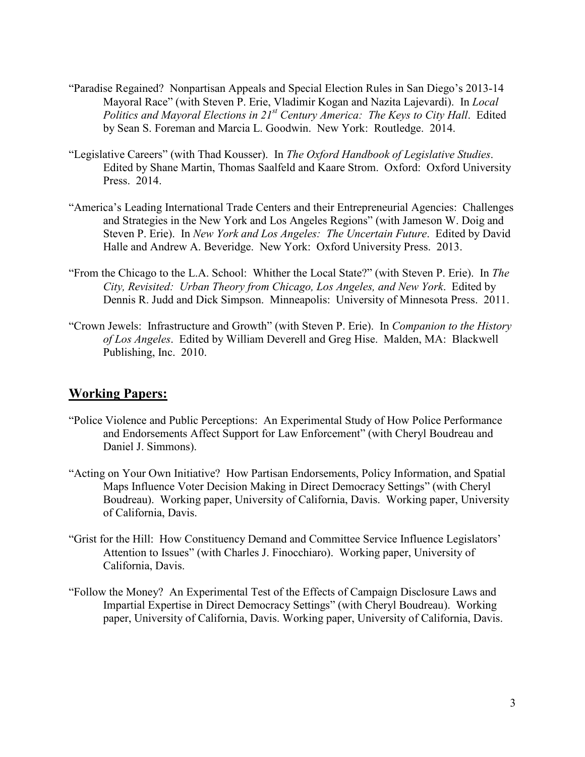"Paradise Regained? Nonpartisan Appeals and Special Election Rules in San Diego's 2013-14 Mayoral Race" (with Steven P. Erie, Vladimir Kogan and Nazita Lajevardi). In *Local Politics and Mayoral Elections in 21st Century America: The Keys to City Hall*. Edited by Sean S. Foreman and Marcia L. Goodwin. New York: Routledge. 2014.

"Legislative Careers" (with Thad Kousser). In *The Oxford Handbook of Legislative Studies*. Edited by Shane Martin, Thomas Saalfeld and Kaare Strom. Oxford: Oxford University Press. 2014.

"America's Leading International Trade Centers and their Entrepreneurial Agencies: Challenges and Strategies in the New York and Los Angeles Regions" (with Jameson W. Doig and Steven P. Erie). In *New York and Los Angeles: The Uncertain Future*. Edited by David Halle and Andrew A. Beveridge. New York: Oxford University Press. 2013.

"From the Chicago to the L.A. School: Whither the Local State?" (with Steven P. Erie). In *The City, Revisited: Urban Theory from Chicago, Los Angeles, and New York*. Edited by Dennis R. Judd and Dick Simpson. Minneapolis: University of Minnesota Press. 2011.

"Crown Jewels: Infrastructure and Growth" (with Steven P. Erie). In *Companion to the History of Los Angeles*. Edited by William Deverell and Greg Hise. Malden, MA: Blackwell Publishing, Inc. 2010.

## **Working Papers:**

"Police Violence and Public Perceptions: An Experimental Study of How Police Performance and Endorsements Affect Support for Law Enforcement" (with Cheryl Boudreau and Daniel J. Simmons).

"Acting on Your Own Initiative? How Partisan Endorsements, Policy Information, and Spatial Maps Influence Voter Decision Making in Direct Democracy Settings" (with Cheryl Boudreau). Working paper, University of California, Davis. Working paper, University of California, Davis.

"Grist for the Hill: How Constituency Demand and Committee Service Influence Legislators' Attention to Issues" (with Charles J. Finocchiaro). Working paper, University of California, Davis.

"Follow the Money? An Experimental Test of the Effects of Campaign Disclosure Laws and Impartial Expertise in Direct Democracy Settings" (with Cheryl Boudreau). Working paper, University of California, Davis. Working paper, University of California, Davis.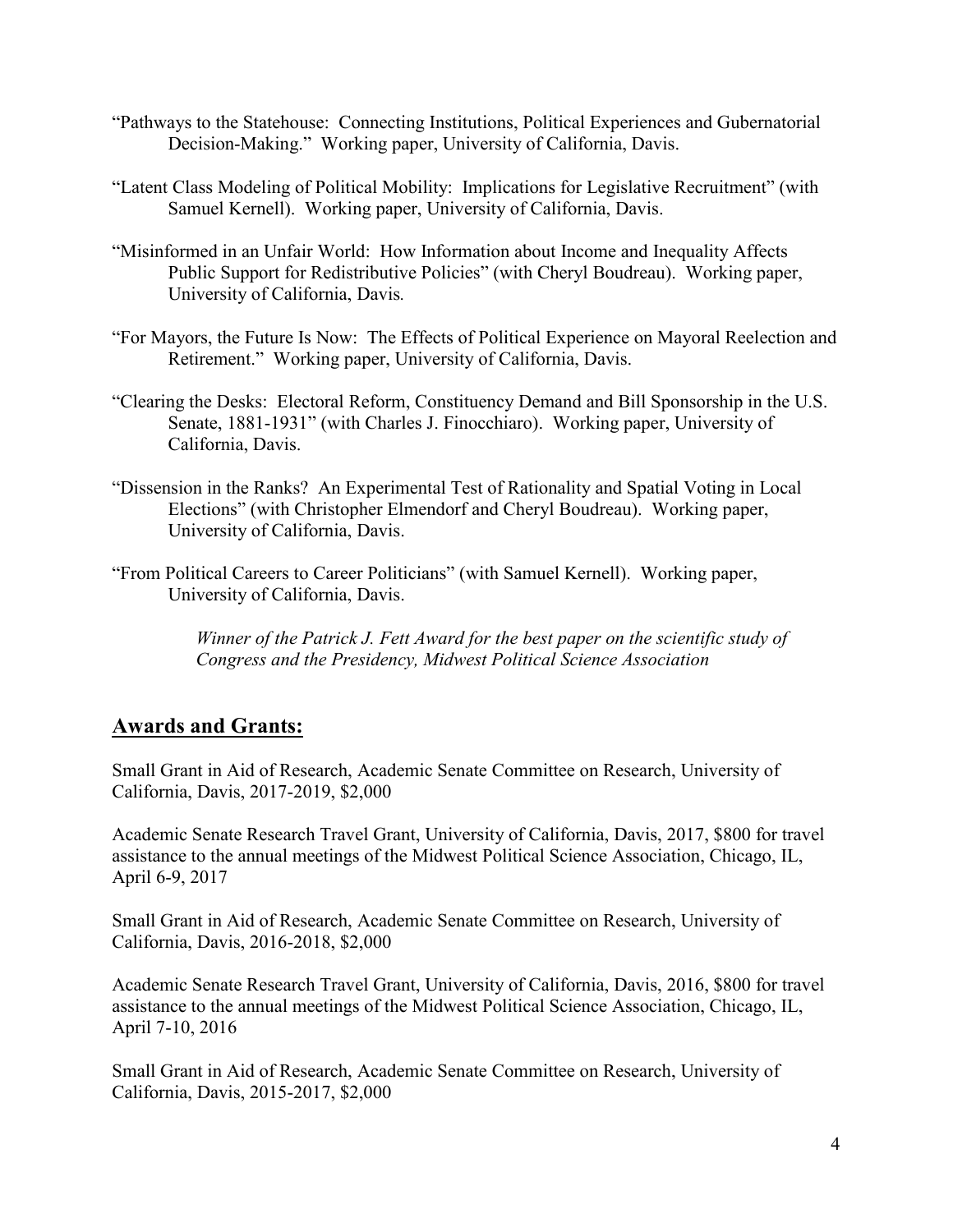"Pathways to the Statehouse: Connecting Institutions, Political Experiences and Gubernatorial Decision-Making." Working paper, University of California, Davis.

"Latent Class Modeling of Political Mobility: Implications for Legislative Recruitment" (with Samuel Kernell). Working paper, University of California, Davis.

"Misinformed in an Unfair World: How Information about Income and Inequality Affects Public Support for Redistributive Policies" (with Cheryl Boudreau). Working paper, University of California, Davis.

"For Mayors, the Future Is Now: The Effects of Political Experience on Mayoral Reelection and Retirement." Working paper, University of California, Davis.

"Clearing the Desks: Electoral Reform, Constituency Demand and Bill Sponsorship in the U.S. Senate, 1881-1931" (with Charles J. Finocchiaro). Working paper, University of California, Davis.

"Dissension in the Ranks? An Experimental Test of Rationality and Spatial Voting in Local Elections" (with Christopher Elmendorf and Cheryl Boudreau). Working paper, University of California, Davis.

"From Political Careers to Career Politicians" (with Samuel Kernell). Working paper, University of California, Davis.

> *Winner of the Patrick J. Fett Award for the best paper on the scientific study of Congress and the Presidency, Midwest Political Science Association*

## Awards and Grants:

Small Grant in Aid of Research, Academic Senate Committee on Research, University of California, Davis, 2017-2019, $2,000

Academic Senate Research Travel Grant, University of California, Davis, 2017, $800 for travel assistance to the annual meetings of the Midwest Political Science Association, Chicago, IL, April 6-9, 2017

Small Grant in Aid of Research, Academic Senate Committee on Research, University of California, Davis, 2016-2018, $2,000

Academic Senate Research Travel Grant, University of California, Davis, 2016, $800 for travel assistance to the annual meetings of the Midwest Political Science Association, Chicago, IL, April 7-10, 2016

Small Grant in Aid of Research, Academic Senate Committee on Research, University of California, Davis, 2015-2017, $2,000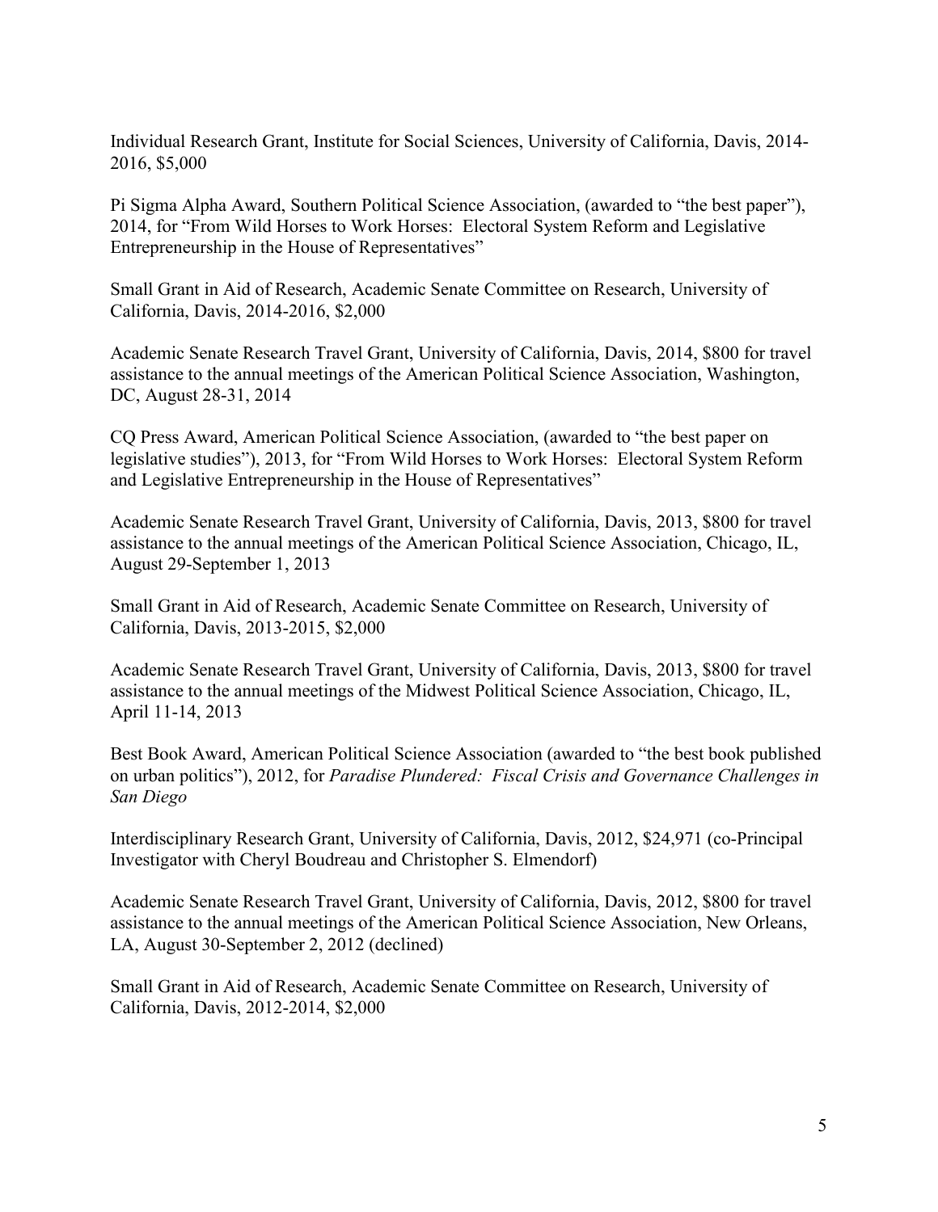Individual Research Grant, Institute for Social Sciences, University of California, Davis, 2014-2016, $5,000

Pi Sigma Alpha Award, Southern Political Science Association, (awarded to "the best paper"), 2014, for "From Wild Horses to Work Horses: Electoral System Reform and Legislative Entrepreneurship in the House of Representatives"

Small Grant in Aid of Research, Academic Senate Committee on Research, University of California, Davis, 2014-2016, $2,000

Academic Senate Research Travel Grant, University of California, Davis, 2014, $800 for travel assistance to the annual meetings of the American Political Science Association, Washington, DC, August 28-31, 2014

CQ Press Award, American Political Science Association, (awarded to "the best paper on legislative studies"), 2013, for "From Wild Horses to Work Horses: Electoral System Reform and Legislative Entrepreneurship in the House of Representatives"

Academic Senate Research Travel Grant, University of California, Davis, 2013, $800 for travel assistance to the annual meetings of the American Political Science Association, Chicago, IL, August 29-September 1, 2013

Small Grant in Aid of Research, Academic Senate Committee on Research, University of California, Davis, 2013-2015, $2,000

Academic Senate Research Travel Grant, University of California, Davis, 2013, $800 for travel assistance to the annual meetings of the Midwest Political Science Association, Chicago, IL, April 11-14, 2013

Best Book Award, American Political Science Association (awarded to "the best book published on urban politics"), 2012, for *Paradise Plundered: Fiscal Crisis and Governance Challenges in San Diego*

Interdisciplinary Research Grant, University of California, Davis, 2012, $24,971 (co-Principal Investigator with Cheryl Boudreau and Christopher S. Elmendorf)

Academic Senate Research Travel Grant, University of California, Davis, 2012, $800 for travel assistance to the annual meetings of the American Political Science Association, New Orleans, LA, August 30-September 2, 2012 (declined)

Small Grant in Aid of Research, Academic Senate Committee on Research, University of California, Davis, 2012-2014, $2,000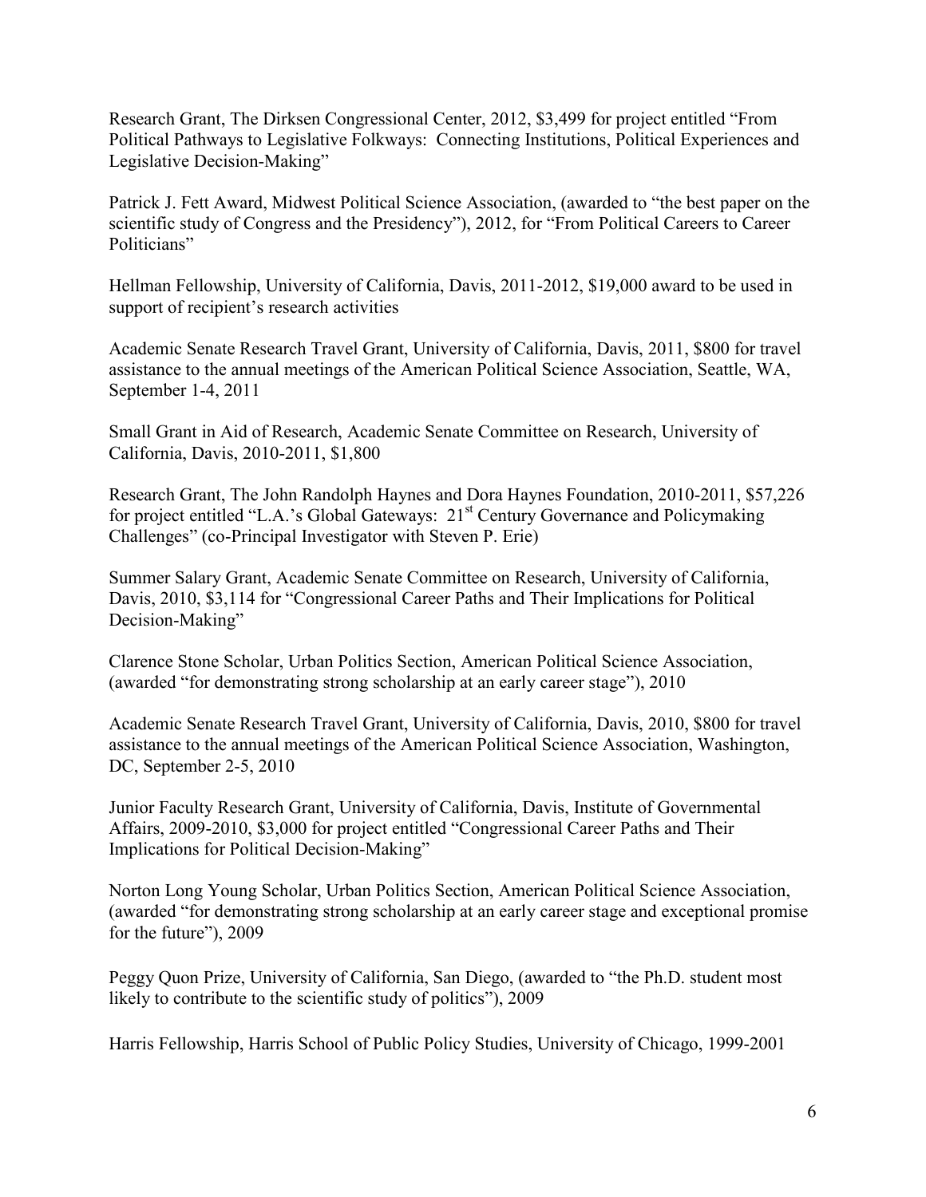Research Grant, The Dirksen Congressional Center, 2012, $3,499 for project entitled "From Political Pathways to Legislative Folkways: Connecting Institutions, Political Experiences and Legislative Decision-Making"

Patrick J. Fett Award, Midwest Political Science Association, (awarded to "the best paper on the scientific study of Congress and the Presidency"), 2012, for "From Political Careers to Career Politicians"

Hellman Fellowship, University of California, Davis, 2011-2012, $19,000 award to be used in support of recipient's research activities

Academic Senate Research Travel Grant, University of California, Davis, 2011, $800 for travel assistance to the annual meetings of the American Political Science Association, Seattle, WA, September 1-4, 2011

Small Grant in Aid of Research, Academic Senate Committee on Research, University of California, Davis, 2010-2011, $1,800

Research Grant, The John Randolph Haynes and Dora Haynes Foundation, 2010-2011, $57,226 for project entitled "L.A.'s Global Gateways: 21st Century Governance and Policymaking Challenges" (co-Principal Investigator with Steven P. Erie)

Summer Salary Grant, Academic Senate Committee on Research, University of California, Davis, 2010, $3,114 for "Congressional Career Paths and Their Implications for Political Decision-Making"

Clarence Stone Scholar, Urban Politics Section, American Political Science Association, (awarded "for demonstrating strong scholarship at an early career stage"), 2010

Academic Senate Research Travel Grant, University of California, Davis, 2010, $800 for travel assistance to the annual meetings of the American Political Science Association, Washington, DC, September 2-5, 2010

Junior Faculty Research Grant, University of California, Davis, Institute of Governmental Affairs, 2009-2010, $3,000 for project entitled "Congressional Career Paths and Their Implications for Political Decision-Making"

Norton Long Young Scholar, Urban Politics Section, American Political Science Association, (awarded "for demonstrating strong scholarship at an early career stage and exceptional promise for the future"), 2009

Peggy Quon Prize, University of California, San Diego, (awarded to "the Ph.D. student most likely to contribute to the scientific study of politics"), 2009

Harris Fellowship, Harris School of Public Policy Studies, University of Chicago, 1999-2001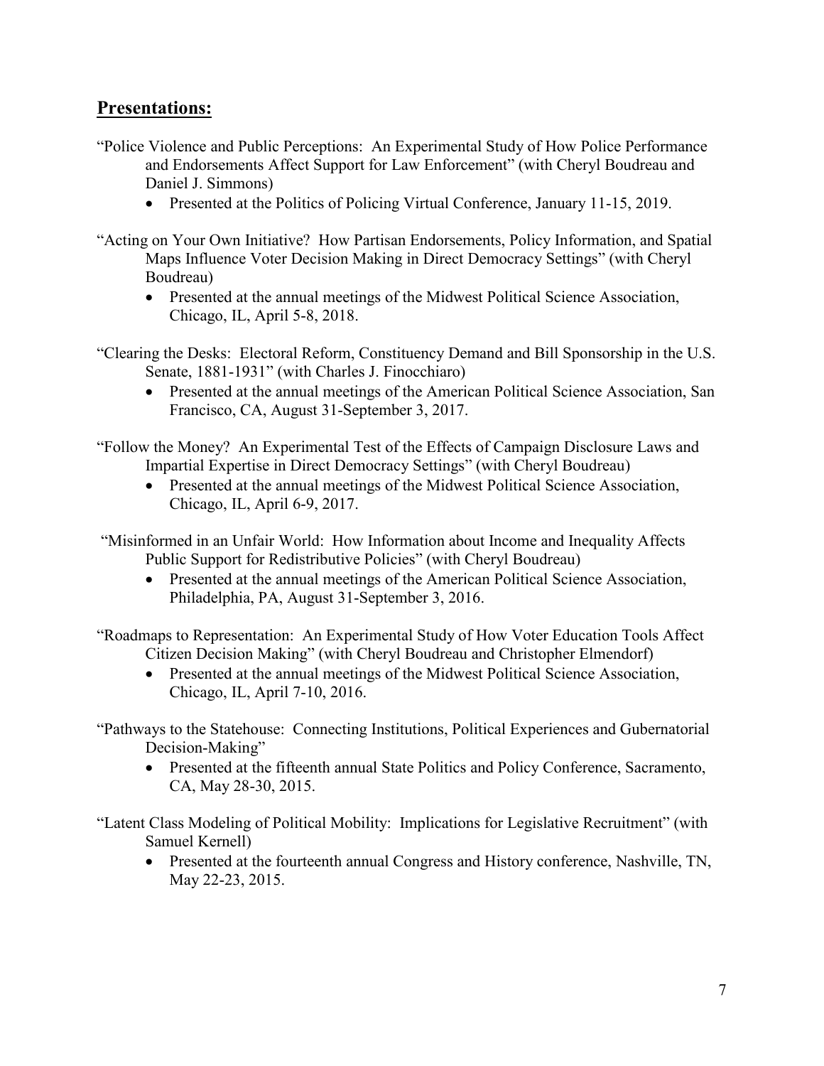## Presentations:

"Police Violence and Public Perceptions: An Experimental Study of How Police Performance and Endorsements Affect Support for Law Enforcement" (with Cheryl Boudreau and Daniel J. Simmons)

- Presented at the Politics of Policing Virtual Conference, January 11-15, 2019.

"Acting on Your Own Initiative? How Partisan Endorsements, Policy Information, and Spatial Maps Influence Voter Decision Making in Direct Democracy Settings" (with Cheryl Boudreau)

- Presented at the annual meetings of the Midwest Political Science Association, Chicago, IL, April 5-8, 2018.

"Clearing the Desks: Electoral Reform, Constituency Demand and Bill Sponsorship in the U.S. Senate, 1881-1931" (with Charles J. Finocchiaro)

- Presented at the annual meetings of the American Political Science Association, San Francisco, CA, August 31-September 3, 2017.

"Follow the Money? An Experimental Test of the Effects of Campaign Disclosure Laws and Impartial Expertise in Direct Democracy Settings" (with Cheryl Boudreau)

- Presented at the annual meetings of the Midwest Political Science Association, Chicago, IL, April 6-9, 2017.

"Misinformed in an Unfair World: How Information about Income and Inequality Affects Public Support for Redistributive Policies" (with Cheryl Boudreau)

- Presented at the annual meetings of the American Political Science Association, Philadelphia, PA, August 31-September 3, 2016.

"Roadmaps to Representation: An Experimental Study of How Voter Education Tools Affect Citizen Decision Making" (with Cheryl Boudreau and Christopher Elmendorf)

- Presented at the annual meetings of the Midwest Political Science Association, Chicago, IL, April 7-10, 2016.

"Pathways to the Statehouse: Connecting Institutions, Political Experiences and Gubernatorial Decision-Making"

- Presented at the fifteenth annual State Politics and Policy Conference, Sacramento, CA, May 28-30, 2015.

"Latent Class Modeling of Political Mobility: Implications for Legislative Recruitment" (with Samuel Kernell)

- Presented at the fourteenth annual Congress and History conference, Nashville, TN, May 22-23, 2015.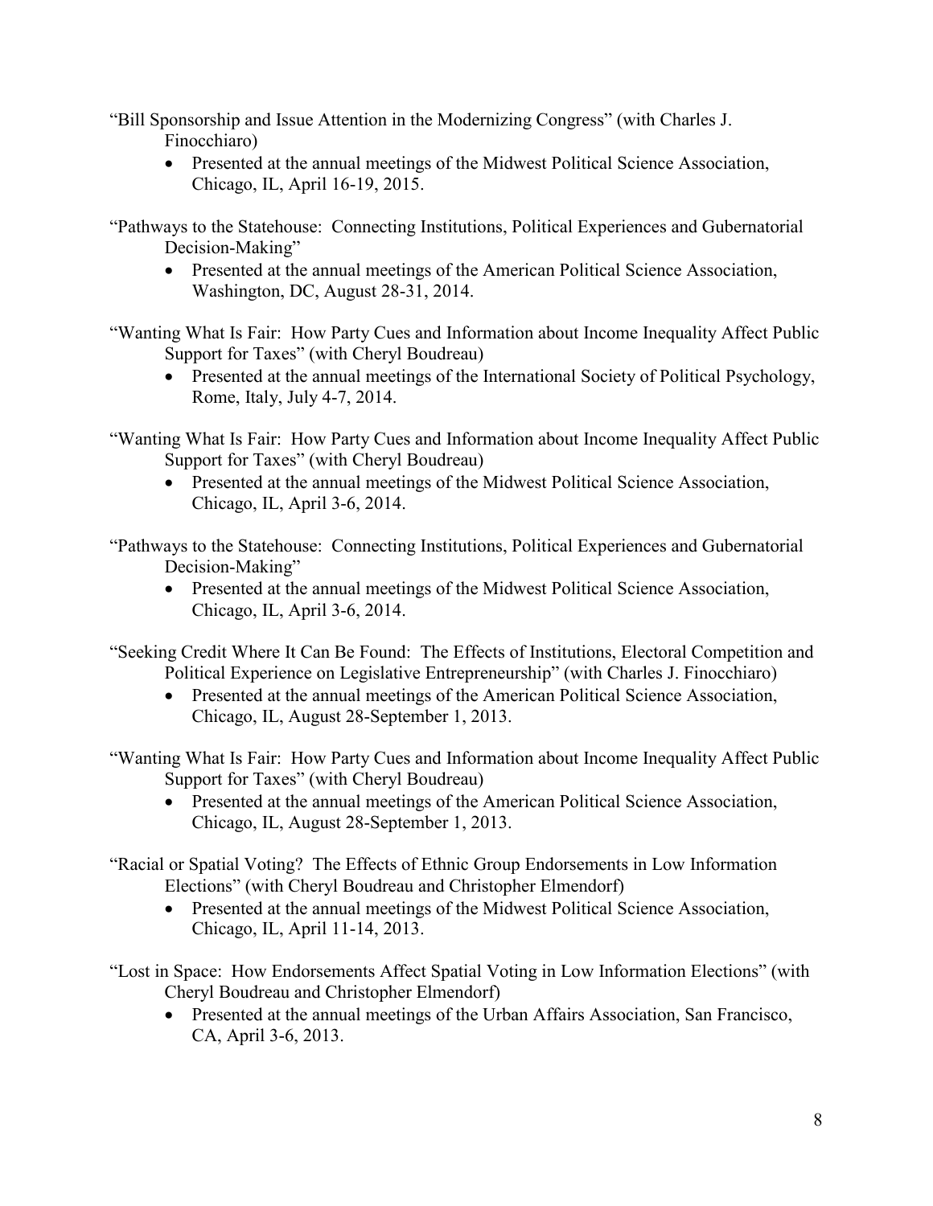"Bill Sponsorship and Issue Attention in the Modernizing Congress" (with Charles J. Finocchiaro)

- Presented at the annual meetings of the Midwest Political Science Association, Chicago, IL, April 16-19, 2015.

"Pathways to the Statehouse: Connecting Institutions, Political Experiences and Gubernatorial Decision-Making"

- Presented at the annual meetings of the American Political Science Association, Washington, DC, August 28-31, 2014.

"Wanting What Is Fair: How Party Cues and Information about Income Inequality Affect Public Support for Taxes" (with Cheryl Boudreau)

- Presented at the annual meetings of the International Society of Political Psychology, Rome, Italy, July 4-7, 2014.

"Wanting What Is Fair: How Party Cues and Information about Income Inequality Affect Public Support for Taxes" (with Cheryl Boudreau)

- Presented at the annual meetings of the Midwest Political Science Association, Chicago, IL, April 3-6, 2014.

"Pathways to the Statehouse: Connecting Institutions, Political Experiences and Gubernatorial Decision-Making"

- Presented at the annual meetings of the Midwest Political Science Association, Chicago, IL, April 3-6, 2014.

"Seeking Credit Where It Can Be Found: The Effects of Institutions, Electoral Competition and Political Experience on Legislative Entrepreneurship" (with Charles J. Finocchiaro)

- Presented at the annual meetings of the American Political Science Association, Chicago, IL, August 28-September 1, 2013.

"Wanting What Is Fair: How Party Cues and Information about Income Inequality Affect Public Support for Taxes" (with Cheryl Boudreau)

- Presented at the annual meetings of the American Political Science Association, Chicago, IL, August 28-September 1, 2013.

"Racial or Spatial Voting? The Effects of Ethnic Group Endorsements in Low Information Elections" (with Cheryl Boudreau and Christopher Elmendorf)

- Presented at the annual meetings of the Midwest Political Science Association, Chicago, IL, April 11-14, 2013.

"Lost in Space: How Endorsements Affect Spatial Voting in Low Information Elections" (with Cheryl Boudreau and Christopher Elmendorf)

- Presented at the annual meetings of the Urban Affairs Association, San Francisco, CA, April 3-6, 2013.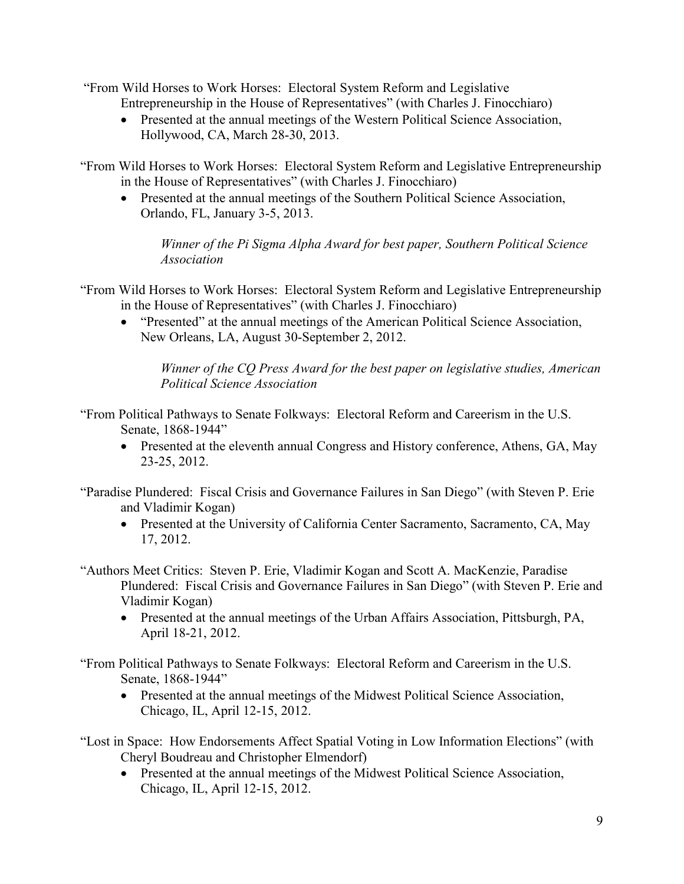"From Wild Horses to Work Horses: Electoral System Reform and Legislative Entrepreneurship in the House of Representatives" (with Charles J. Finocchiaro)

- Presented at the annual meetings of the Western Political Science Association, Hollywood, CA, March 28-30, 2013.

"From Wild Horses to Work Horses: Electoral System Reform and Legislative Entrepreneurship in the House of Representatives" (with Charles J. Finocchiaro)

- Presented at the annual meetings of the Southern Political Science Association, Orlando, FL, January 3-5, 2013.

  *Winner of the Pi Sigma Alpha Award for best paper, Southern Political Science Association*

"From Wild Horses to Work Horses: Electoral System Reform and Legislative Entrepreneurship in the House of Representatives" (with Charles J. Finocchiaro)

- "Presented" at the annual meetings of the American Political Science Association, New Orleans, LA, August 30-September 2, 2012.

  *Winner of the CQ Press Award for the best paper on legislative studies, American Political Science Association*

"From Political Pathways to Senate Folkways: Electoral Reform and Careerism in the U.S. Senate, 1868-1944"

- Presented at the eleventh annual Congress and History conference, Athens, GA, May 23-25, 2012.

"Paradise Plundered: Fiscal Crisis and Governance Failures in San Diego" (with Steven P. Erie and Vladimir Kogan)

- Presented at the University of California Center Sacramento, Sacramento, CA, May 17, 2012.

"Authors Meet Critics: Steven P. Erie, Vladimir Kogan and Scott A. MacKenzie, Paradise Plundered: Fiscal Crisis and Governance Failures in San Diego" (with Steven P. Erie and Vladimir Kogan)

- Presented at the annual meetings of the Urban Affairs Association, Pittsburgh, PA, April 18-21, 2012.

"From Political Pathways to Senate Folkways: Electoral Reform and Careerism in the U.S. Senate, 1868-1944"

- Presented at the annual meetings of the Midwest Political Science Association, Chicago, IL, April 12-15, 2012.

"Lost in Space: How Endorsements Affect Spatial Voting in Low Information Elections" (with Cheryl Boudreau and Christopher Elmendorf)

- Presented at the annual meetings of the Midwest Political Science Association, Chicago, IL, April 12-15, 2012.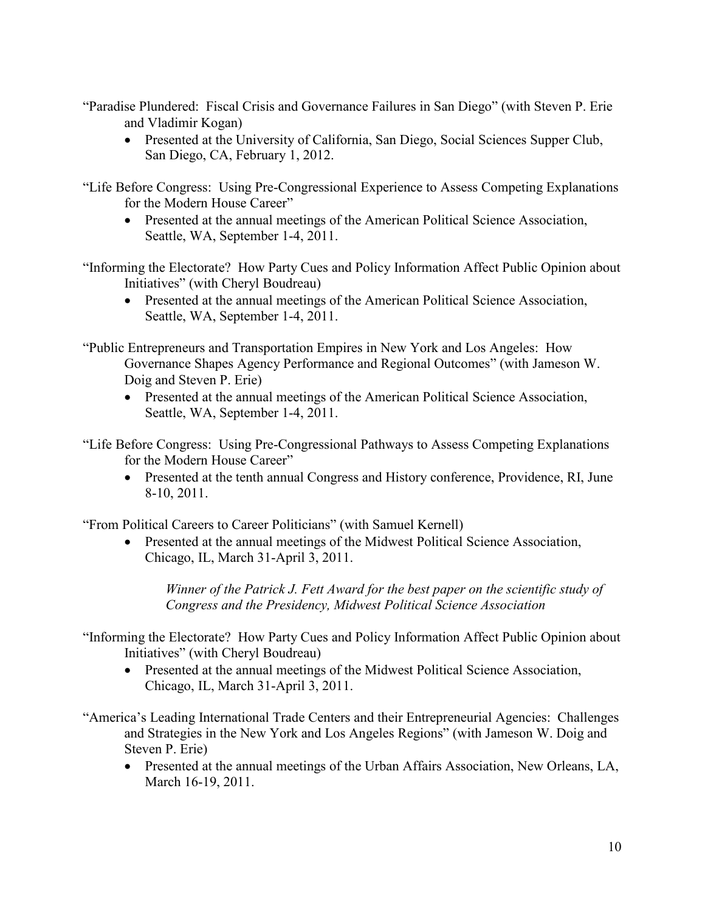"Paradise Plundered: Fiscal Crisis and Governance Failures in San Diego" (with Steven P. Erie and Vladimir Kogan)

- Presented at the University of California, San Diego, Social Sciences Supper Club, San Diego, CA, February 1, 2012.

"Life Before Congress: Using Pre-Congressional Experience to Assess Competing Explanations for the Modern House Career"

- Presented at the annual meetings of the American Political Science Association, Seattle, WA, September 1-4, 2011.

"Informing the Electorate? How Party Cues and Policy Information Affect Public Opinion about Initiatives" (with Cheryl Boudreau)

- Presented at the annual meetings of the American Political Science Association, Seattle, WA, September 1-4, 2011.

"Public Entrepreneurs and Transportation Empires in New York and Los Angeles: How Governance Shapes Agency Performance and Regional Outcomes" (with Jameson W. Doig and Steven P. Erie)

- Presented at the annual meetings of the American Political Science Association, Seattle, WA, September 1-4, 2011.

"Life Before Congress: Using Pre-Congressional Pathways to Assess Competing Explanations for the Modern House Career"

- Presented at the tenth annual Congress and History conference, Providence, RI, June 8-10, 2011.

"From Political Careers to Career Politicians" (with Samuel Kernell)

- Presented at the annual meetings of the Midwest Political Science Association, Chicago, IL, March 31-April 3, 2011.

  *Winner of the Patrick J. Fett Award for the best paper on the scientific study of Congress and the Presidency, Midwest Political Science Association*

"Informing the Electorate? How Party Cues and Policy Information Affect Public Opinion about Initiatives" (with Cheryl Boudreau)

- Presented at the annual meetings of the Midwest Political Science Association, Chicago, IL, March 31-April 3, 2011.

"America's Leading International Trade Centers and their Entrepreneurial Agencies: Challenges and Strategies in the New York and Los Angeles Regions" (with Jameson W. Doig and Steven P. Erie)

- Presented at the annual meetings of the Urban Affairs Association, New Orleans, LA, March 16-19, 2011.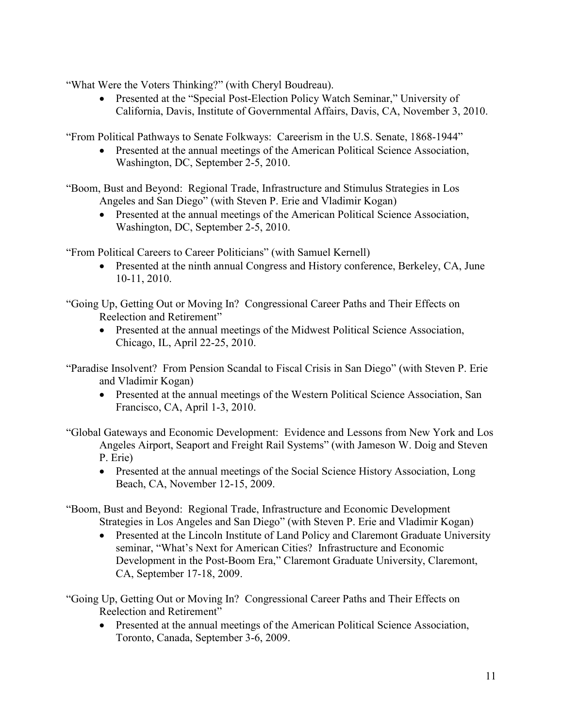“What Were the Voters Thinking?” (with Cheryl Boudreau).

- Presented at the “Special Post-Election Policy Watch Seminar,” University of California, Davis, Institute of Governmental Affairs, Davis, CA, November 3, 2010.

“From Political Pathways to Senate Folkways: Careerism in the U.S. Senate, 1868-1944”

- Presented at the annual meetings of the American Political Science Association, Washington, DC, September 2-5, 2010.

“Boom, Bust and Beyond: Regional Trade, Infrastructure and Stimulus Strategies in Los Angeles and San Diego” (with Steven P. Erie and Vladimir Kogan)

- Presented at the annual meetings of the American Political Science Association, Washington, DC, September 2-5, 2010.

“From Political Careers to Career Politicians” (with Samuel Kernell)

- Presented at the ninth annual Congress and History conference, Berkeley, CA, June 10-11, 2010.

“Going Up, Getting Out or Moving In? Congressional Career Paths and Their Effects on Reelection and Retirement”

- Presented at the annual meetings of the Midwest Political Science Association, Chicago, IL, April 22-25, 2010.

“Paradise Insolvent? From Pension Scandal to Fiscal Crisis in San Diego” (with Steven P. Erie and Vladimir Kogan)

- Presented at the annual meetings of the Western Political Science Association, San Francisco, CA, April 1-3, 2010.

“Global Gateways and Economic Development: Evidence and Lessons from New York and Los Angeles Airport, Seaport and Freight Rail Systems” (with Jameson W. Doig and Steven P. Erie)

- Presented at the annual meetings of the Social Science History Association, Long Beach, CA, November 12-15, 2009.

“Boom, Bust and Beyond: Regional Trade, Infrastructure and Economic Development Strategies in Los Angeles and San Diego” (with Steven P. Erie and Vladimir Kogan)

- Presented at the Lincoln Institute of Land Policy and Claremont Graduate University seminar, “What’s Next for American Cities? Infrastructure and Economic Development in the Post-Boom Era,” Claremont Graduate University, Claremont, CA, September 17-18, 2009.

“Going Up, Getting Out or Moving In? Congressional Career Paths and Their Effects on Reelection and Retirement”

- Presented at the annual meetings of the American Political Science Association, Toronto, Canada, September 3-6, 2009.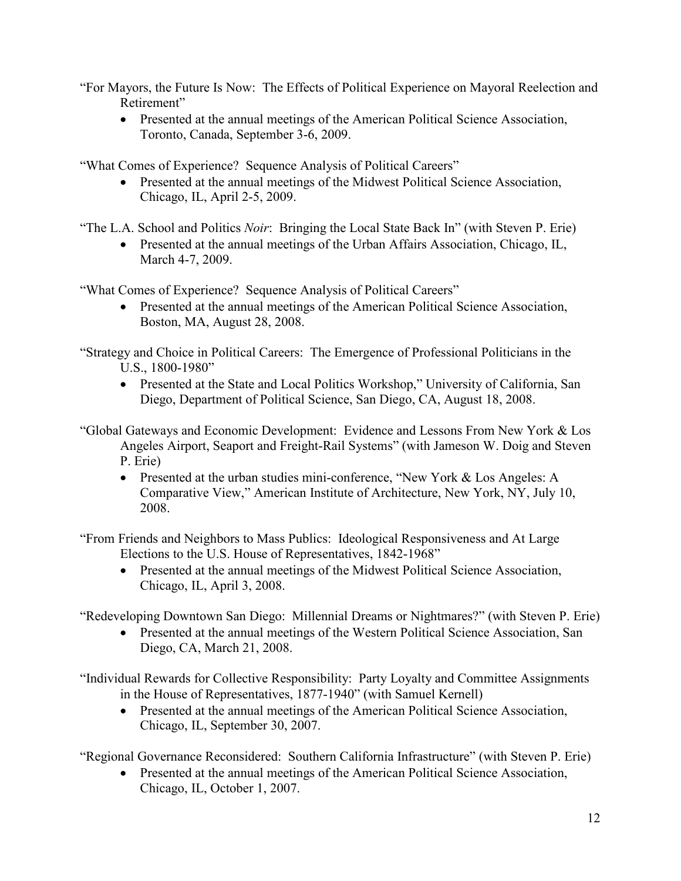"For Mayors, the Future Is Now: The Effects of Political Experience on Mayoral Reelection and Retirement"

- Presented at the annual meetings of the American Political Science Association, Toronto, Canada, September 3-6, 2009.

"What Comes of Experience? Sequence Analysis of Political Careers"

- Presented at the annual meetings of the Midwest Political Science Association, Chicago, IL, April 2-5, 2009.

"The L.A. School and Politics *Noir*: Bringing the Local State Back In" (with Steven P. Erie)

- Presented at the annual meetings of the Urban Affairs Association, Chicago, IL, March 4-7, 2009.

"What Comes of Experience? Sequence Analysis of Political Careers"

- Presented at the annual meetings of the American Political Science Association, Boston, MA, August 28, 2008.

"Strategy and Choice in Political Careers: The Emergence of Professional Politicians in the U.S., 1800-1980"

- Presented at the State and Local Politics Workshop," University of California, San Diego, Department of Political Science, San Diego, CA, August 18, 2008.

"Global Gateways and Economic Development: Evidence and Lessons From New York & Los Angeles Airport, Seaport and Freight-Rail Systems" (with Jameson W. Doig and Steven P. Erie)

- Presented at the urban studies mini-conference, "New York & Los Angeles: A Comparative View," American Institute of Architecture, New York, NY, July 10, 2008.

"From Friends and Neighbors to Mass Publics: Ideological Responsiveness and At Large Elections to the U.S. House of Representatives, 1842-1968"

- Presented at the annual meetings of the Midwest Political Science Association, Chicago, IL, April 3, 2008.

"Redeveloping Downtown San Diego: Millennial Dreams or Nightmares?" (with Steven P. Erie)

- Presented at the annual meetings of the Western Political Science Association, San Diego, CA, March 21, 2008.

"Individual Rewards for Collective Responsibility: Party Loyalty and Committee Assignments in the House of Representatives, 1877-1940" (with Samuel Kernell)

- Presented at the annual meetings of the American Political Science Association, Chicago, IL, September 30, 2007.

"Regional Governance Reconsidered: Southern California Infrastructure" (with Steven P. Erie)

- Presented at the annual meetings of the American Political Science Association, Chicago, IL, October 1, 2007.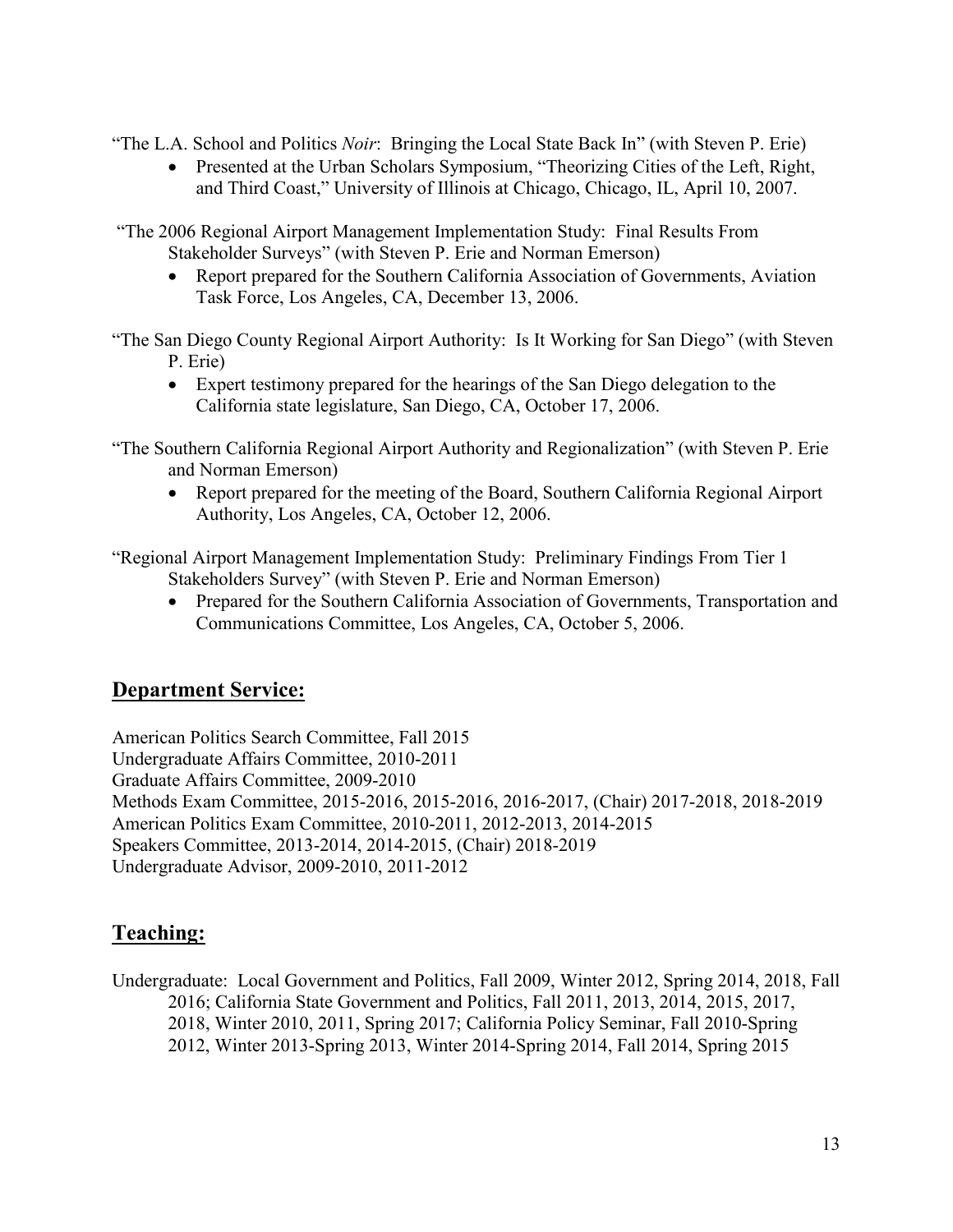"The L.A. School and Politics *Noir*: Bringing the Local State Back In" (with Steven P. Erie)

- Presented at the Urban Scholars Symposium, "Theorizing Cities of the Left, Right, and Third Coast," University of Illinois at Chicago, Chicago, IL, April 10, 2007.

"The 2006 Regional Airport Management Implementation Study: Final Results From Stakeholder Surveys" (with Steven P. Erie and Norman Emerson)

- Report prepared for the Southern California Association of Governments, Aviation Task Force, Los Angeles, CA, December 13, 2006.

"The San Diego County Regional Airport Authority: Is It Working for San Diego" (with Steven P. Erie)

- Expert testimony prepared for the hearings of the San Diego delegation to the California state legislature, San Diego, CA, October 17, 2006.

"The Southern California Regional Airport Authority and Regionalization" (with Steven P. Erie and Norman Emerson)

- Report prepared for the meeting of the Board, Southern California Regional Airport Authority, Los Angeles, CA, October 12, 2006.

"Regional Airport Management Implementation Study: Preliminary Findings From Tier 1 Stakeholders Survey" (with Steven P. Erie and Norman Emerson)

- Prepared for the Southern California Association of Governments, Transportation and Communications Committee, Los Angeles, CA, October 5, 2006.

## Department Service:

American Politics Search Committee, Fall 2015
Undergraduate Affairs Committee, 2010-2011
Graduate Affairs Committee, 2009-2010
Methods Exam Committee, 2015-2016, 2015-2016, 2016-2017, (Chair) 2017-2018, 2018-2019
American Politics Exam Committee, 2010-2011, 2012-2013, 2014-2015
Speakers Committee, 2013-2014, 2014-2015, (Chair) 2018-2019
Undergraduate Advisor, 2009-2010, 2011-2012

## Teaching:

Undergraduate: Local Government and Politics, Fall 2009, Winter 2012, Spring 2014, 2018, Fall 2016; California State Government and Politics, Fall 2011, 2013, 2014, 2015, 2017, 2018, Winter 2010, 2011, Spring 2017; California Policy Seminar, Fall 2010-Spring 2012, Winter 2013-Spring 2013, Winter 2014-Spring 2014, Fall 2014, Spring 2015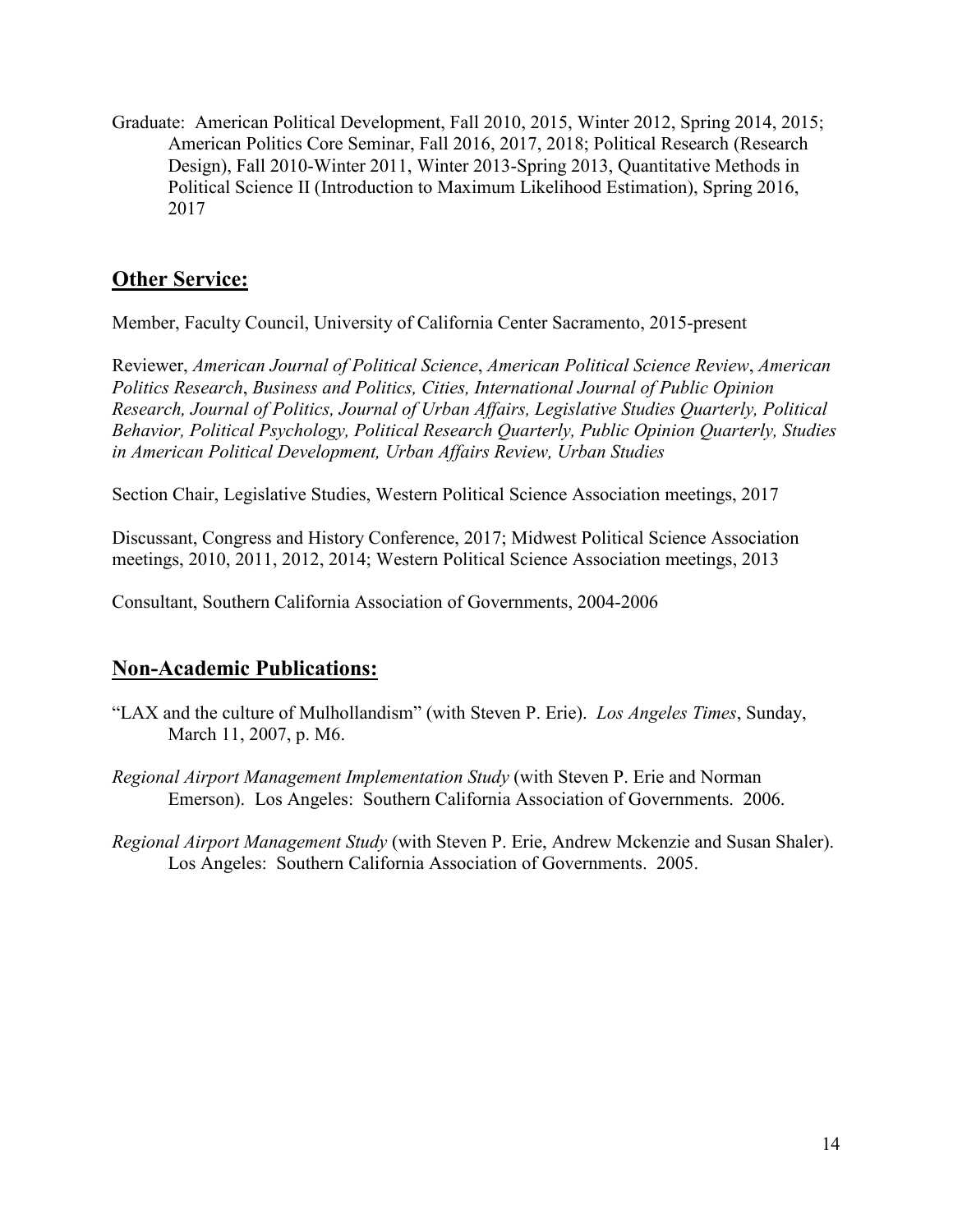Graduate: American Political Development, Fall 2010, 2015, Winter 2012, Spring 2014, 2015; American Politics Core Seminar, Fall 2016, 2017, 2018; Political Research (Research Design), Fall 2010-Winter 2011, Winter 2013-Spring 2013, Quantitative Methods in Political Science II (Introduction to Maximum Likelihood Estimation), Spring 2016, 2017

## **Other Service:**

Member, Faculty Council, University of California Center Sacramento, 2015-present

Reviewer, *American Journal of Political Science*, *American Political Science Review*, *American Politics Research*, *Business and Politics, Cities, International Journal of Public Opinion Research, Journal of Politics, Journal of Urban Affairs, Legislative Studies Quarterly, Political Behavior, Political Psychology, Political Research Quarterly, Public Opinion Quarterly, Studies in American Political Development, Urban Affairs Review, Urban Studies*

Section Chair, Legislative Studies, Western Political Science Association meetings, 2017

Discussant, Congress and History Conference, 2017; Midwest Political Science Association meetings, 2010, 2011, 2012, 2014; Western Political Science Association meetings, 2013

Consultant, Southern California Association of Governments, 2004-2006

## **Non-Academic Publications:**

"LAX and the culture of Mulhollandism" (with Steven P. Erie). *Los Angeles Times*, Sunday, March 11, 2007, p. M6.

*Regional Airport Management Implementation Study* (with Steven P. Erie and Norman Emerson). Los Angeles: Southern California Association of Governments. 2006.

*Regional Airport Management Study* (with Steven P. Erie, Andrew Mckenzie and Susan Shaler). Los Angeles: Southern California Association of Governments. 2005.